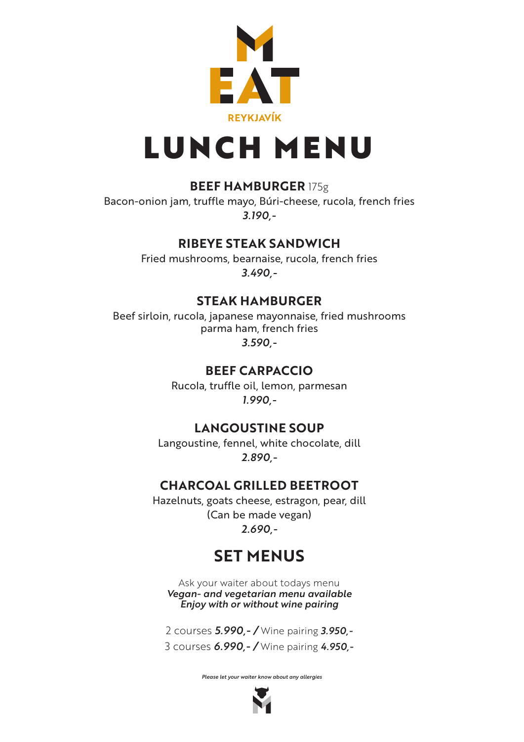MEAT

REYKJAVÍK

# LUNCH MENU

### **BEEF HAMBURGER** 175g

Bacon-onion jam, truffle mayo, Búri-cheese, rucola, french fries

*3.190,-*

### RIBEYE STEAK SANDWICH

Fried mushrooms, bearnaise, rucola, french fries

*3.490,-*

### STEAK HAMBURGER

Beef sirloin, rucola, japanese mayonnaise, fried mushrooms
parma ham, french fries

*3.590,-*

### BEEF CARPACCIO

Rucola, truffle oil, lemon, parmesan

*1.990,-*

### LANGOUSTINE SOUP

Langoustine, fennel, white chocolate, dill

*2.890,-*

### CHARCOAL GRILLED BEETROOT

Hazelnuts, goats cheese, estragon, pear, dill
(Can be made vegan)

*2.690,-*

## SET MENUS

Ask your waiter about todays menu
***Vegan- and vegetarian menu available***
***Enjoy with or without wine pairing***

2 courses ***5.990,-*** **/** Wine pairing ***3.950,-***
3 courses ***6.990,-*** **/** Wine pairing ***4.950,-***

*Please let your waiter know about any allergies*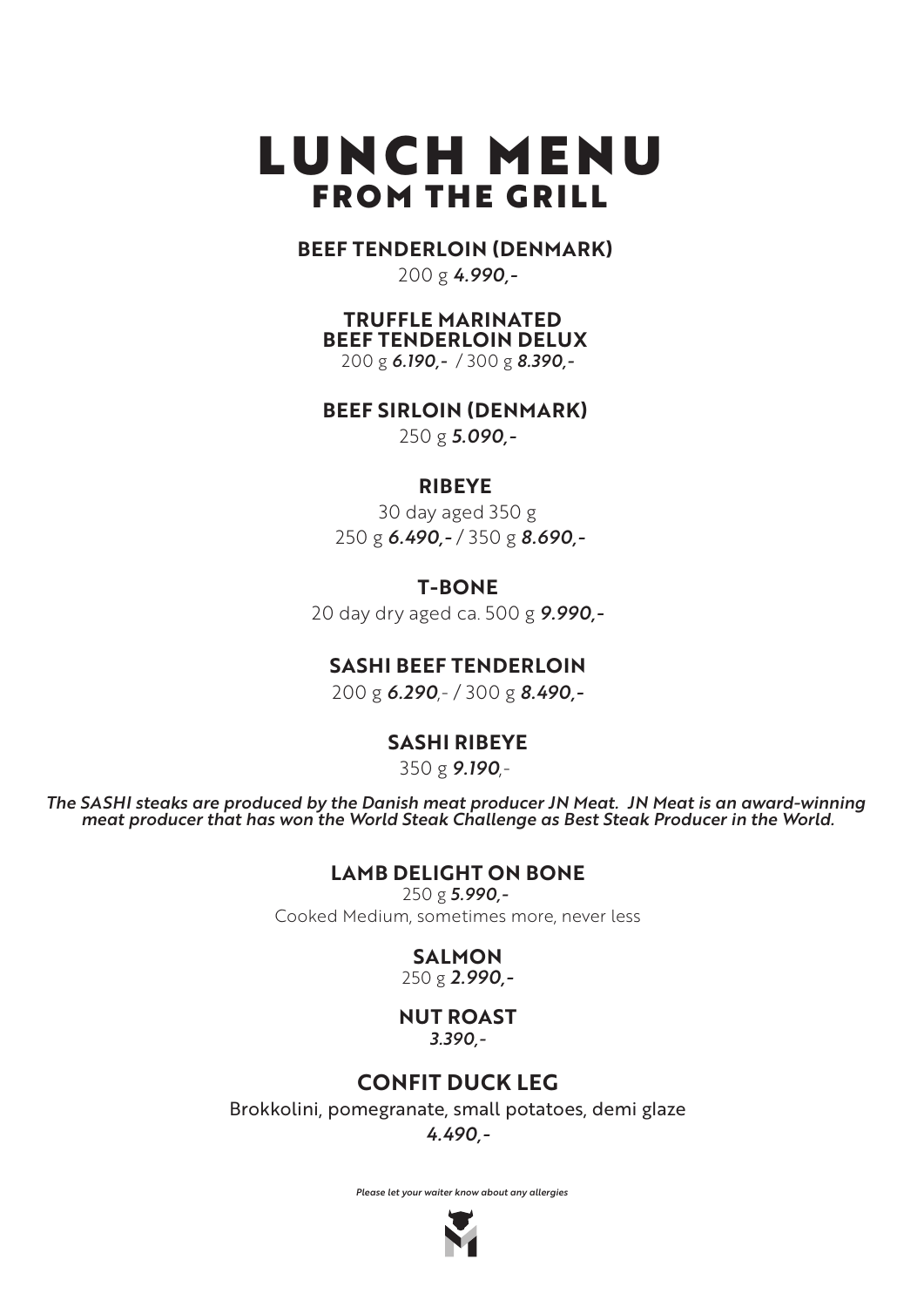# LUNCH MENU
## FROM THE GRILL

**BEEF TENDERLOIN (DENMARK)**
200 g ***4.990,-***

**TRUFFLE MARINATED BEEF TENDERLOIN DELUX**
200 g ***6.190,-*** / 300 g ***8.390,-***

**BEEF SIRLOIN (DENMARK)**
250 g ***5.090,-***

**RIBEYE**
30 day aged 350 g
250 g ***6.490,-*** / 350 g ***8.690,-***

**T-BONE**
20 day dry aged ca. 500 g ***9.990,-***

**SASHI BEEF TENDERLOIN**
200 g ***6.290***,- / 300 g ***8.490,-***

**SASHI RIBEYE**
350 g ***9.190***,-

***The SASHI steaks are produced by the Danish meat producer JN Meat. JN Meat is an award-winning meat producer that has won the World Steak Challenge as Best Steak Producer in the World.***

**LAMB DELIGHT ON BONE**
250 g ***5.990,-***
Cooked Medium, sometimes more, never less

**SALMON**
250 g ***2.990,-***

**NUT ROAST**
***3.390,-***

**CONFIT DUCK LEG**
Brokkolini, pomegranate, small potatoes, demi glaze
***4.490,-***

***Please let your waiter know about any allergies***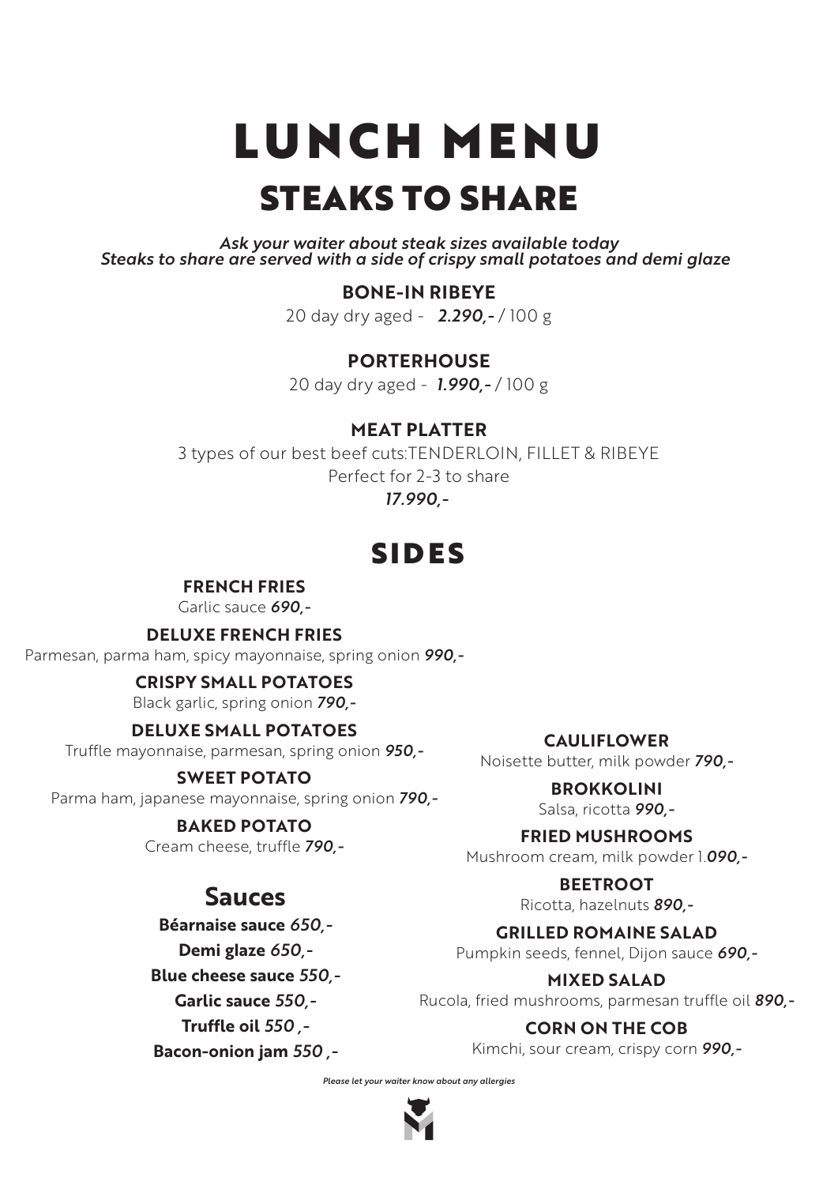# LUNCH MENU

## STEAKS TO SHARE

*Ask your waiter about steak sizes available today*
*Steaks to share are served with a side of crispy small potatoes and demi glaze*

**BONE-IN RIBEYE**
20 day dry aged - ***2.290,-*** / 100 g

**PORTERHOUSE**
20 day dry aged - ***1.990,-*** / 100 g

**MEAT PLATTER**
3 types of our best beef cuts:TENDERLOIN, FILLET & RIBEYE
Perfect for 2-3 to share
***17.990,-***

## SIDES

**FRENCH FRIES**
Garlic sauce ***690,-***

**DELUXE FRENCH FRIES**
Parmesan, parma ham, spicy mayonnaise, spring onion ***990,-***

**CRISPY SMALL POTATOES**
Black garlic, spring onion ***790,-***

**DELUXE SMALL POTATOES**
Truffle mayonnaise, parmesan, spring onion ***950,-***

**SWEET POTATO**
Parma ham, japanese mayonnaise, spring onion ***790,-***

**BAKED POTATO**
Cream cheese, truffle ***790,-***

**CAULIFLOWER**
Noisette butter, milk powder ***790,-***

**BROKKOLINI**
Salsa, ricotta ***990,-***

**FRIED MUSHROOMS**
Mushroom cream, milk powder 1.***090,-***

**BEETROOT**
Ricotta, hazelnuts ***890,-***

**GRILLED ROMAINE SALAD**
Pumpkin seeds, fennel, Dijon sauce ***690,-***

**MIXED SALAD**
Rucola, fried mushrooms, parmesan truffle oil ***890,-***

**CORN ON THE COB**
Kimchi, sour cream, crispy corn ***990,-***

## Sauces

**Béarnaise sauce** *650,-*
**Demi glaze** *650,-*
**Blue cheese sauce** *550,-*
**Garlic sauce** *550,-*
**Truffle oil** *550 ,-*
**Bacon-onion jam** *550 ,-*

*Please let your waiter know about any allergies*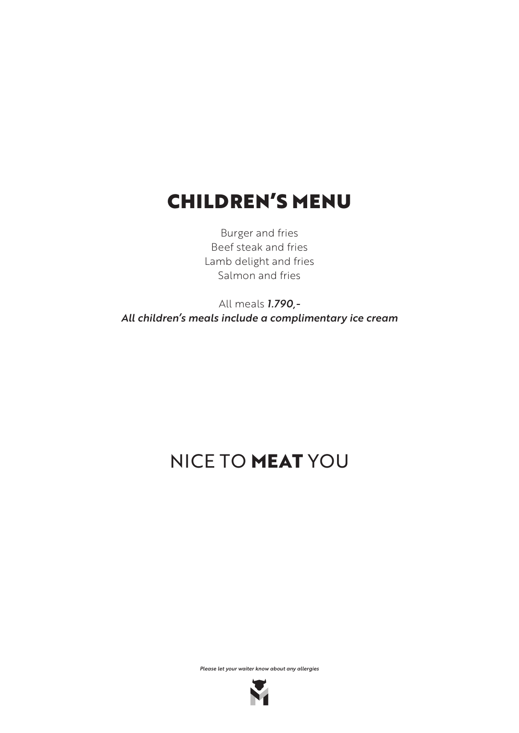# CHILDREN'S MENU

Burger and fries
Beef steak and fries
Lamb delight and fries
Salmon and fries

All meals ***1.790,-***
***All children's meals include a complimentary ice cream***

## NICE TO **MEAT** YOU

*Please let your waiter know about any allergies*